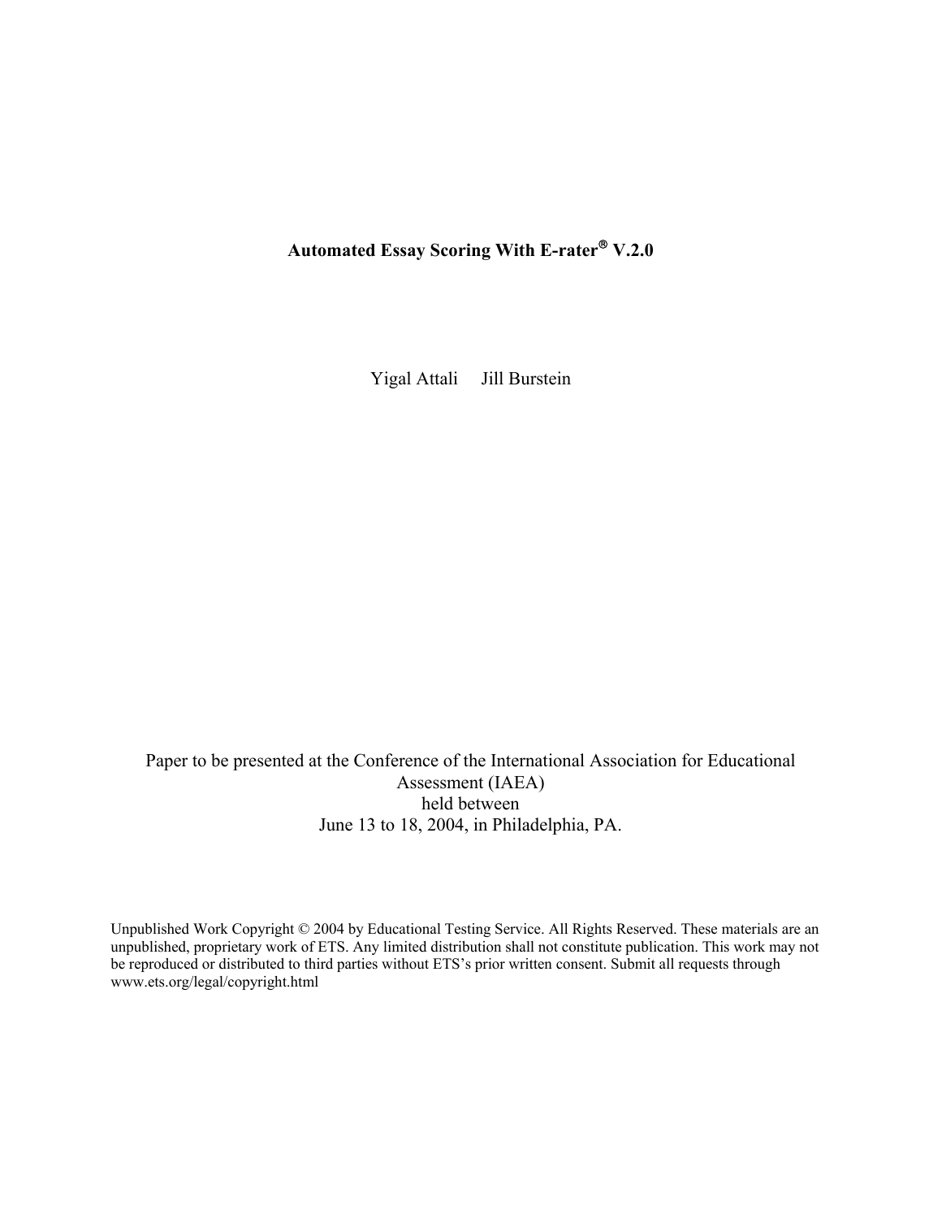# Automated Essay Scoring With E-rater® V.2.0

Yigal Attali     Jill Burstein

Paper to be presented at the Conference of the International Association for Educational Assessment (IAEA)
held between
June 13 to 18, 2004, in Philadelphia, PA.

Unpublished Work Copyright © 2004 by Educational Testing Service. All Rights Reserved. These materials are an unpublished, proprietary work of ETS. Any limited distribution shall not constitute publication. This work may not be reproduced or distributed to third parties without ETS's prior written consent. Submit all requests through www.ets.org/legal/copyright.html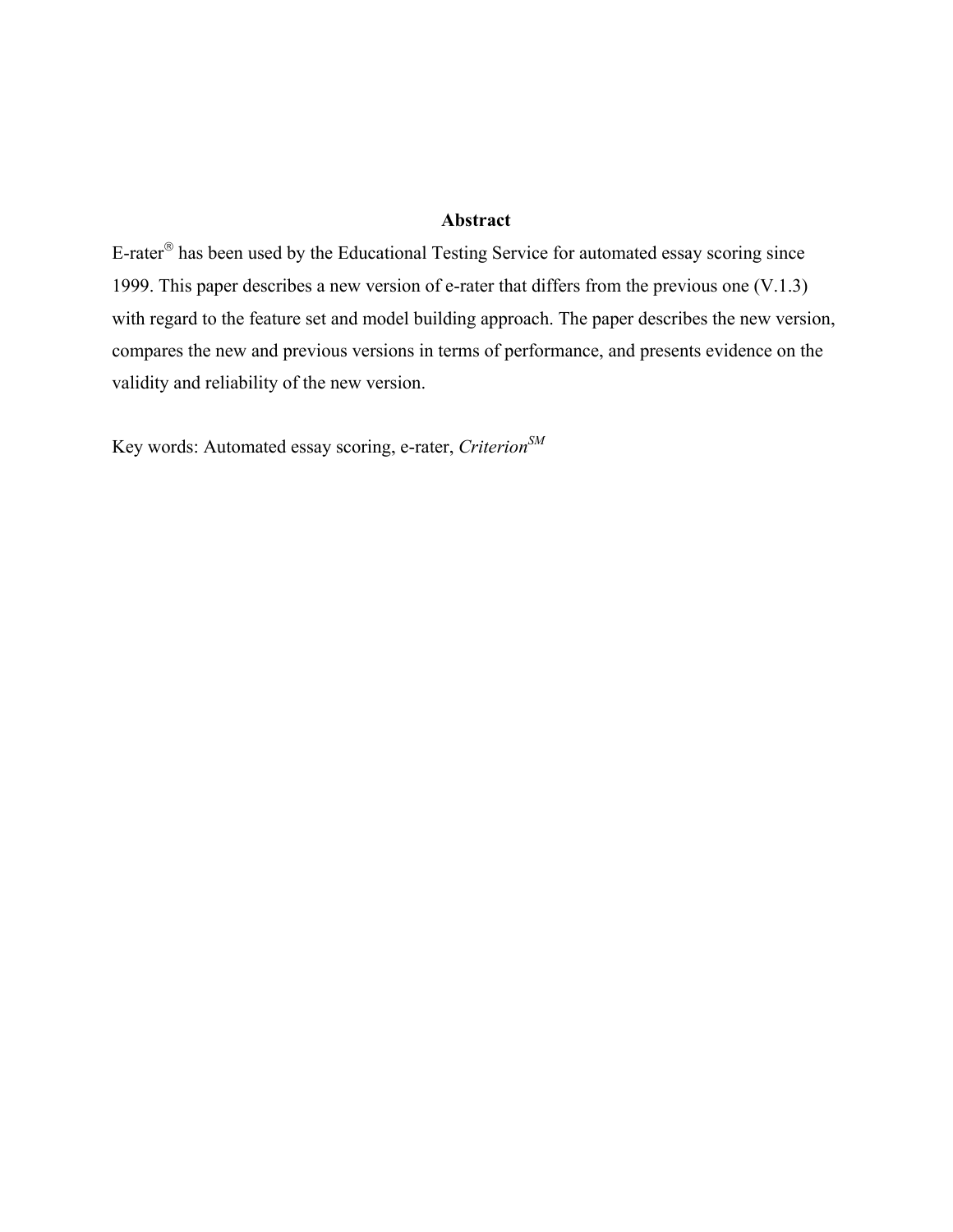## Abstract

E-rater® has been used by the Educational Testing Service for automated essay scoring since 1999. This paper describes a new version of e-rater that differs from the previous one (V.1.3) with regard to the feature set and model building approach. The paper describes the new version, compares the new and previous versions in terms of performance, and presents evidence on the validity and reliability of the new version.

Key words: Automated essay scoring, e-rater, *Criterion*SM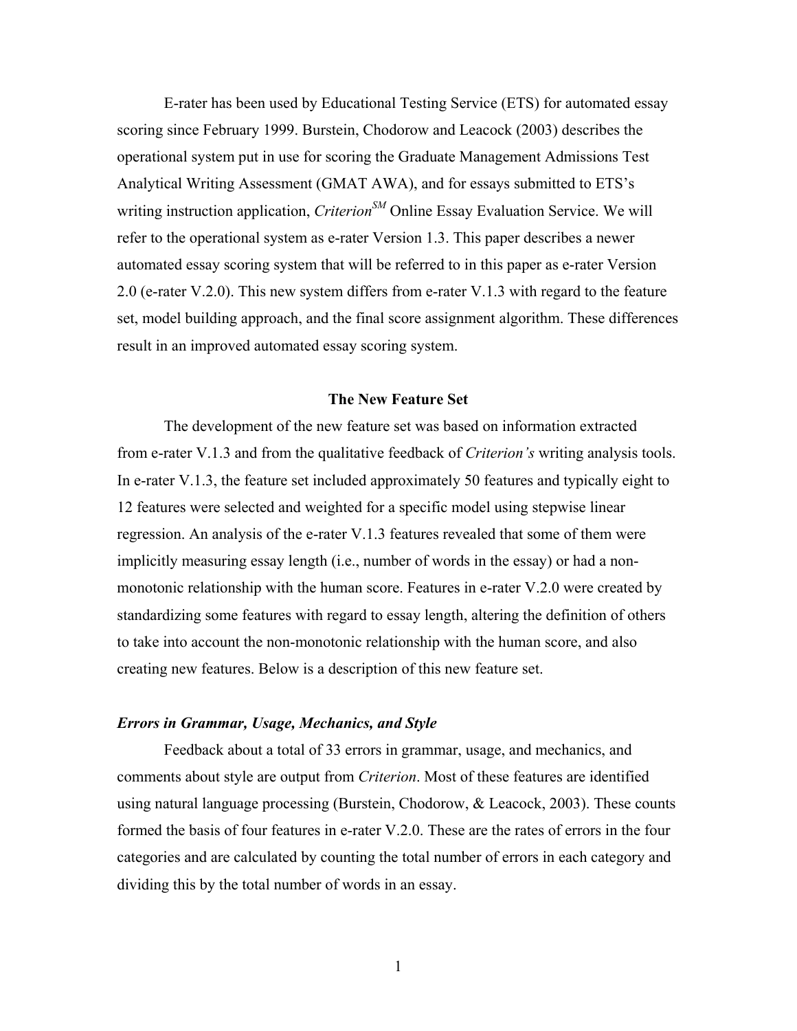E-rater has been used by Educational Testing Service (ETS) for automated essay scoring since February 1999. Burstein, Chodorow and Leacock (2003) describes the operational system put in use for scoring the Graduate Management Admissions Test Analytical Writing Assessment (GMAT AWA), and for essays submitted to ETS's writing instruction application, *Criterion*[SM] Online Essay Evaluation Service. We will refer to the operational system as e-rater Version 1.3. This paper describes a newer automated essay scoring system that will be referred to in this paper as e-rater Version 2.0 (e-rater V.2.0). This new system differs from e-rater V.1.3 with regard to the feature set, model building approach, and the final score assignment algorithm. These differences result in an improved automated essay scoring system.

## The New Feature Set

The development of the new feature set was based on information extracted from e-rater V.1.3 and from the qualitative feedback of *Criterion's* writing analysis tools. In e-rater V.1.3, the feature set included approximately 50 features and typically eight to 12 features were selected and weighted for a specific model using stepwise linear regression. An analysis of the e-rater V.1.3 features revealed that some of them were implicitly measuring essay length (i.e., number of words in the essay) or had a non-monotonic relationship with the human score. Features in e-rater V.2.0 were created by standardizing some features with regard to essay length, altering the definition of others to take into account the non-monotonic relationship with the human score, and also creating new features. Below is a description of this new feature set.

### *Errors in Grammar, Usage, Mechanics, and Style*

Feedback about a total of 33 errors in grammar, usage, and mechanics, and comments about style are output from *Criterion*. Most of these features are identified using natural language processing (Burstein, Chodorow, & Leacock, 2003). These counts formed the basis of four features in e-rater V.2.0. These are the rates of errors in the four categories and are calculated by counting the total number of errors in each category and dividing this by the total number of words in an essay.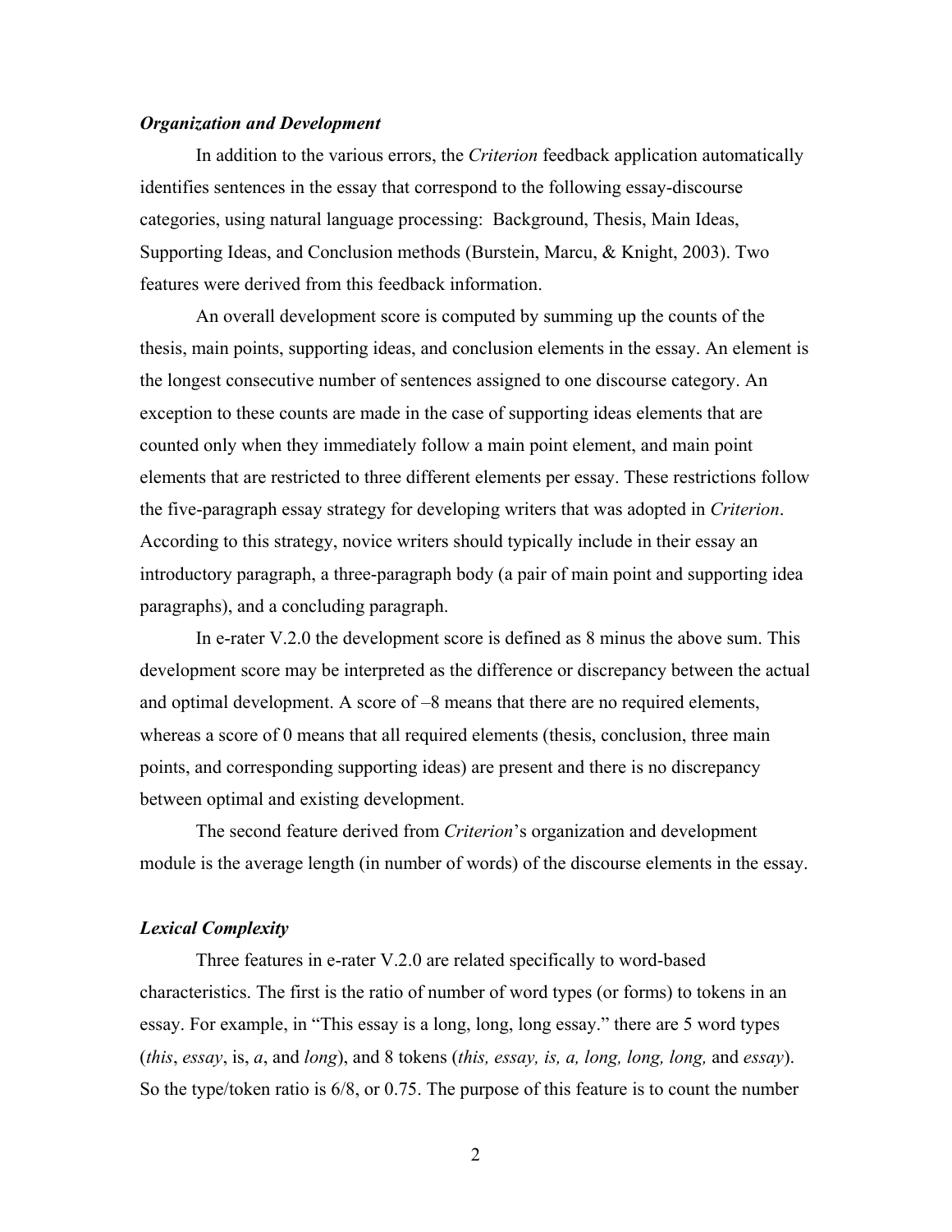### *Organization and Development*

In addition to the various errors, the *Criterion* feedback application automatically identifies sentences in the essay that correspond to the following essay-discourse categories, using natural language processing: Background, Thesis, Main Ideas, Supporting Ideas, and Conclusion methods (Burstein, Marcu, & Knight, 2003). Two features were derived from this feedback information.

An overall development score is computed by summing up the counts of the thesis, main points, supporting ideas, and conclusion elements in the essay. An element is the longest consecutive number of sentences assigned to one discourse category. An exception to these counts are made in the case of supporting ideas elements that are counted only when they immediately follow a main point element, and main point elements that are restricted to three different elements per essay. These restrictions follow the five-paragraph essay strategy for developing writers that was adopted in *Criterion*. According to this strategy, novice writers should typically include in their essay an introductory paragraph, a three-paragraph body (a pair of main point and supporting idea paragraphs), and a concluding paragraph.

In e-rater V.2.0 the development score is defined as 8 minus the above sum. This development score may be interpreted as the difference or discrepancy between the actual and optimal development. A score of –8 means that there are no required elements, whereas a score of 0 means that all required elements (thesis, conclusion, three main points, and corresponding supporting ideas) are present and there is no discrepancy between optimal and existing development.

The second feature derived from *Criterion*'s organization and development module is the average length (in number of words) of the discourse elements in the essay.

### *Lexical Complexity*

Three features in e-rater V.2.0 are related specifically to word-based characteristics. The first is the ratio of number of word types (or forms) to tokens in an essay. For example, in "This essay is a long, long, long essay." there are 5 word types (*this*, *essay*, is, *a*, and *long*), and 8 tokens (*this, essay, is, a, long, long, long,* and *essay*). So the type/token ratio is 6/8, or 0.75. The purpose of this feature is to count the number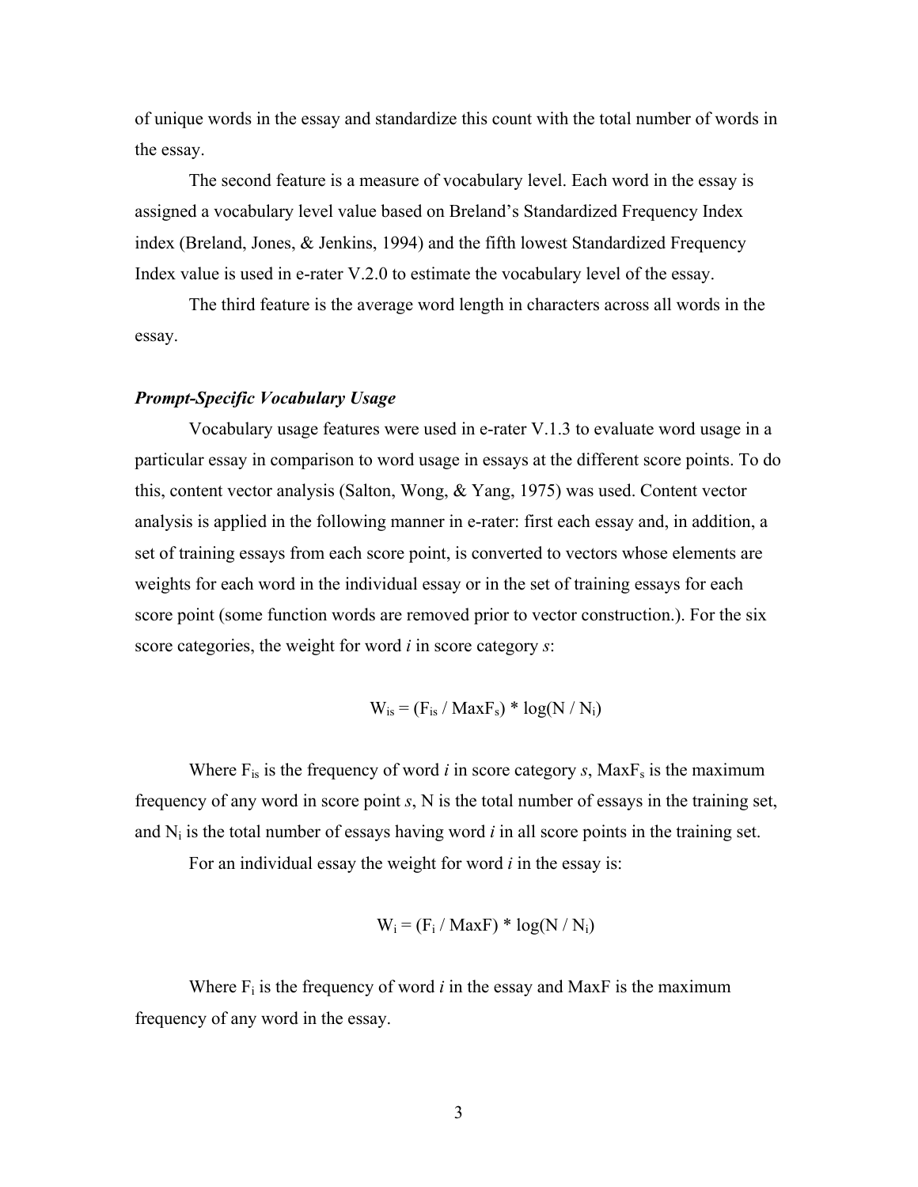of unique words in the essay and standardize this count with the total number of words in the essay.

The second feature is a measure of vocabulary level. Each word in the essay is assigned a vocabulary level value based on Breland's Standardized Frequency Index index (Breland, Jones, & Jenkins, 1994) and the fifth lowest Standardized Frequency Index value is used in e-rater V.2.0 to estimate the vocabulary level of the essay.

The third feature is the average word length in characters across all words in the essay.

### *Prompt-Specific Vocabulary Usage*

Vocabulary usage features were used in e-rater V.1.3 to evaluate word usage in a particular essay in comparison to word usage in essays at the different score points. To do this, content vector analysis (Salton, Wong, & Yang, 1975) was used. Content vector analysis is applied in the following manner in e-rater: first each essay and, in addition, a set of training essays from each score point, is converted to vectors whose elements are weights for each word in the individual essay or in the set of training essays for each score point (some function words are removed prior to vector construction.). For the six score categories, the weight for word *i* in score category *s*:

$$W_{is} = (F_{is} / MaxF_s) * \log(N / N_i)$$

Where $F_{is}$ is the frequency of word *i* in score category *s*, $MaxF_s$ is the maximum frequency of any word in score point *s*, N is the total number of essays in the training set, and $N_i$ is the total number of essays having word *i* in all score points in the training set.

For an individual essay the weight for word *i* in the essay is:

$$W_i = (F_i / MaxF) * \log(N / N_i)$$

Where $F_i$ is the frequency of word *i* in the essay and MaxF is the maximum frequency of any word in the essay.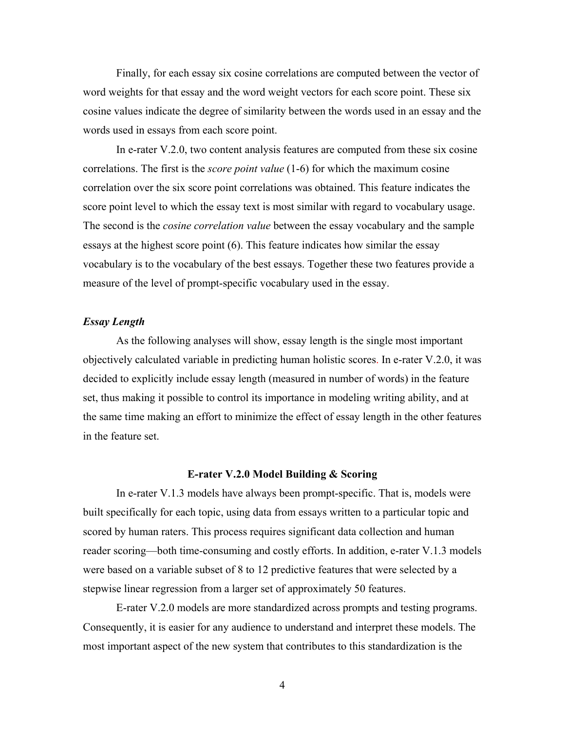Finally, for each essay six cosine correlations are computed between the vector of word weights for that essay and the word weight vectors for each score point. These six cosine values indicate the degree of similarity between the words used in an essay and the words used in essays from each score point.

In e-rater V.2.0, two content analysis features are computed from these six cosine correlations. The first is the *score point value* (1-6) for which the maximum cosine correlation over the six score point correlations was obtained. This feature indicates the score point level to which the essay text is most similar with regard to vocabulary usage. The second is the *cosine correlation value* between the essay vocabulary and the sample essays at the highest score point (6). This feature indicates how similar the essay vocabulary is to the vocabulary of the best essays. Together these two features provide a measure of the level of prompt-specific vocabulary used in the essay.

### *Essay Length*

As the following analyses will show, essay length is the single most important objectively calculated variable in predicting human holistic scores. In e-rater V.2.0, it was decided to explicitly include essay length (measured in number of words) in the feature set, thus making it possible to control its importance in modeling writing ability, and at the same time making an effort to minimize the effect of essay length in the other features in the feature set.

## E-rater V.2.0 Model Building & Scoring

In e-rater V.1.3 models have always been prompt-specific. That is, models were built specifically for each topic, using data from essays written to a particular topic and scored by human raters. This process requires significant data collection and human reader scoring—both time-consuming and costly efforts. In addition, e-rater V.1.3 models were based on a variable subset of 8 to 12 predictive features that were selected by a stepwise linear regression from a larger set of approximately 50 features.

E-rater V.2.0 models are more standardized across prompts and testing programs. Consequently, it is easier for any audience to understand and interpret these models. The most important aspect of the new system that contributes to this standardization is the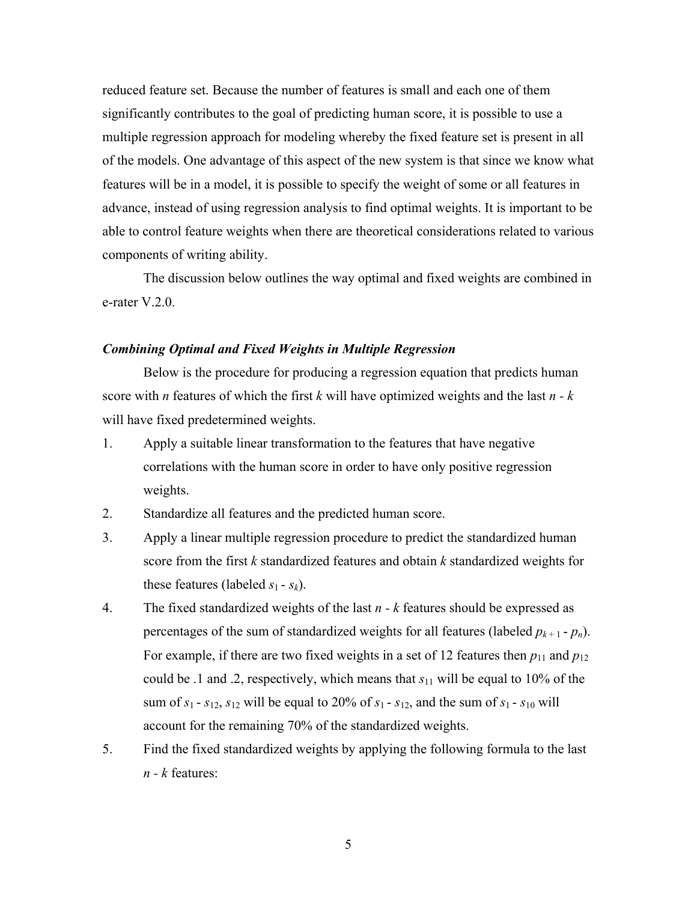reduced feature set. Because the number of features is small and each one of them significantly contributes to the goal of predicting human score, it is possible to use a multiple regression approach for modeling whereby the fixed feature set is present in all of the models. One advantage of this aspect of the new system is that since we know what features will be in a model, it is possible to specify the weight of some or all features in advance, instead of using regression analysis to find optimal weights. It is important to be able to control feature weights when there are theoretical considerations related to various components of writing ability.

The discussion below outlines the way optimal and fixed weights are combined in e-rater V.2.0.

### *Combining Optimal and Fixed Weights in Multiple Regression*

Below is the procedure for producing a regression equation that predicts human score with $n$ features of which the first $k$ will have optimized weights and the last $n - k$ will have fixed predetermined weights.

1. Apply a suitable linear transformation to the features that have negative correlations with the human score in order to have only positive regression weights.
2. Standardize all features and the predicted human score.
3. Apply a linear multiple regression procedure to predict the standardized human score from the first $k$ standardized features and obtain $k$ standardized weights for these features (labeled $s_1$ - $s_k$).
4. The fixed standardized weights of the last $n - k$ features should be expressed as percentages of the sum of standardized weights for all features (labeled $p_{k+1}$ - $p_n$). For example, if there are two fixed weights in a set of 12 features then $p_{11}$ and $p_{12}$ could be .1 and .2, respectively, which means that $s_{11}$ will be equal to 10% of the sum of $s_1$ - $s_{12}$, $s_{12}$ will be equal to 20% of $s_1$ - $s_{12}$, and the sum of $s_1$ - $s_{10}$ will account for the remaining 70% of the standardized weights.
5. Find the fixed standardized weights by applying the following formula to the last $n - k$ features: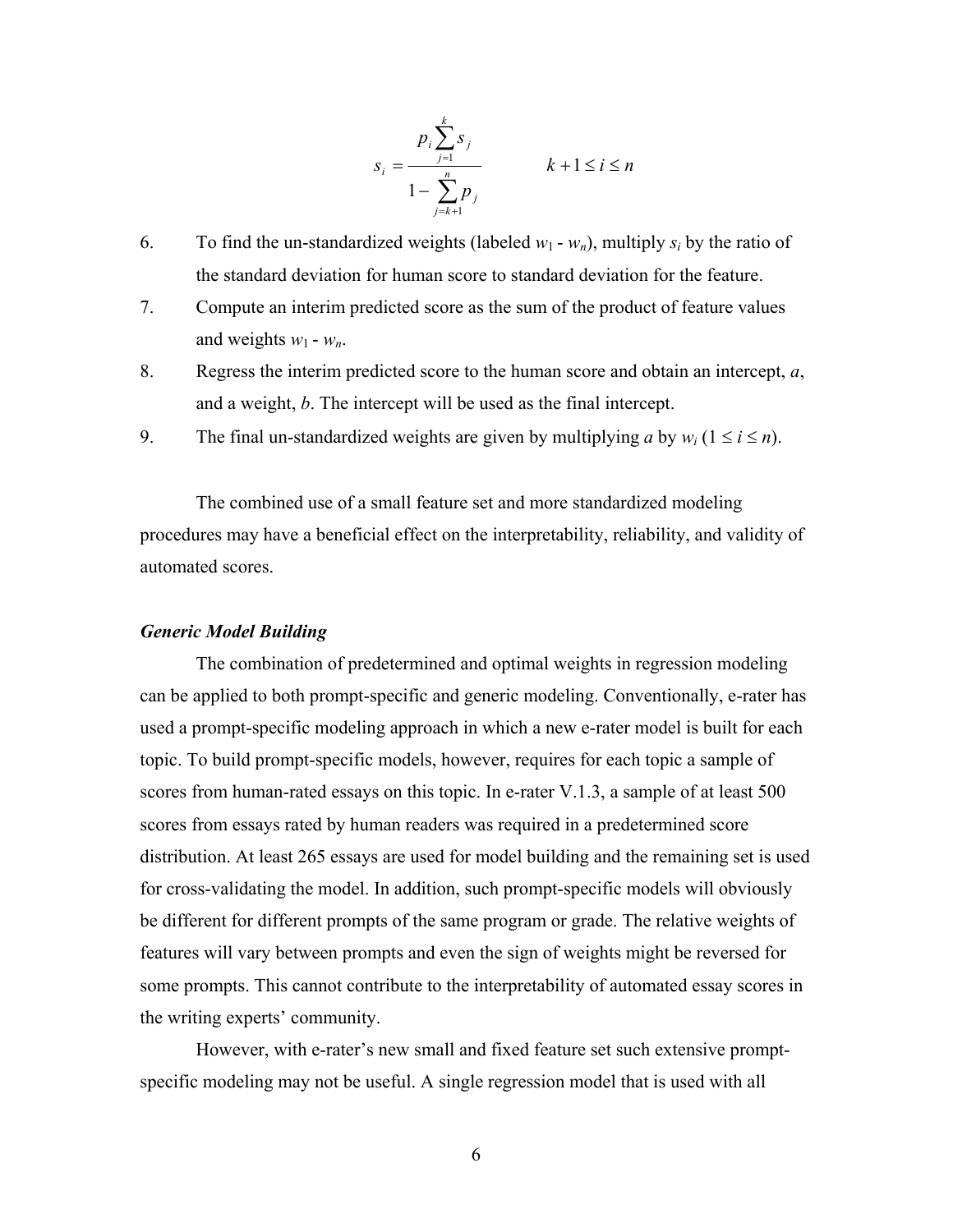$$s_i = \frac{p_i \sum_{j=1}^{k} s_j}{1 - \sum_{j=k+1}^{n} p_j} \qquad k+1 \le i \le n$$

6. To find the un-standardized weights (labeled $w_1$ - $w_n$), multiply $s_i$ by the ratio of the standard deviation for human score to standard deviation for the feature.
7. Compute an interim predicted score as the sum of the product of feature values and weights $w_1$ - $w_n$.
8. Regress the interim predicted score to the human score and obtain an intercept, $a$, and a weight, $b$. The intercept will be used as the final intercept.
9. The final un-standardized weights are given by multiplying $a$ by $w_i$ ($1 \le i \le n$).

The combined use of a small feature set and more standardized modeling procedures may have a beneficial effect on the interpretability, reliability, and validity of automated scores.

***Generic Model Building***

The combination of predetermined and optimal weights in regression modeling can be applied to both prompt-specific and generic modeling. Conventionally, e-rater has used a prompt-specific modeling approach in which a new e-rater model is built for each topic. To build prompt-specific models, however, requires for each topic a sample of scores from human-rated essays on this topic. In e-rater V.1.3, a sample of at least 500 scores from essays rated by human readers was required in a predetermined score distribution. At least 265 essays are used for model building and the remaining set is used for cross-validating the model. In addition, such prompt-specific models will obviously be different for different prompts of the same program or grade. The relative weights of features will vary between prompts and even the sign of weights might be reversed for some prompts. This cannot contribute to the interpretability of automated essay scores in the writing experts' community.

However, with e-rater's new small and fixed feature set such extensive prompt-specific modeling may not be useful. A single regression model that is used with all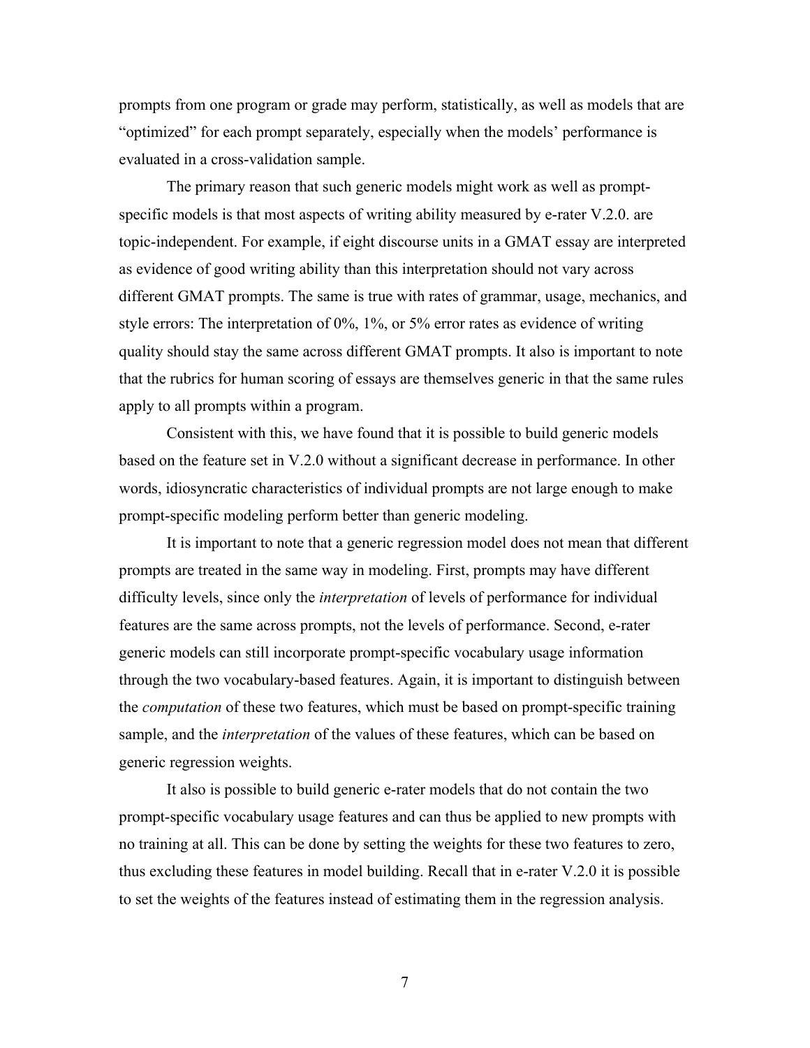prompts from one program or grade may perform, statistically, as well as models that are "optimized" for each prompt separately, especially when the models' performance is evaluated in a cross-validation sample.

The primary reason that such generic models might work as well as prompt-specific models is that most aspects of writing ability measured by e-rater V.2.0. are topic-independent. For example, if eight discourse units in a GMAT essay are interpreted as evidence of good writing ability than this interpretation should not vary across different GMAT prompts. The same is true with rates of grammar, usage, mechanics, and style errors: The interpretation of 0%, 1%, or 5% error rates as evidence of writing quality should stay the same across different GMAT prompts. It also is important to note that the rubrics for human scoring of essays are themselves generic in that the same rules apply to all prompts within a program.

Consistent with this, we have found that it is possible to build generic models based on the feature set in V.2.0 without a significant decrease in performance. In other words, idiosyncratic characteristics of individual prompts are not large enough to make prompt-specific modeling perform better than generic modeling.

It is important to note that a generic regression model does not mean that different prompts are treated in the same way in modeling. First, prompts may have different difficulty levels, since only the *interpretation* of levels of performance for individual features are the same across prompts, not the levels of performance. Second, e-rater generic models can still incorporate prompt-specific vocabulary usage information through the two vocabulary-based features. Again, it is important to distinguish between the *computation* of these two features, which must be based on prompt-specific training sample, and the *interpretation* of the values of these features, which can be based on generic regression weights.

It also is possible to build generic e-rater models that do not contain the two prompt-specific vocabulary usage features and can thus be applied to new prompts with no training at all. This can be done by setting the weights for these two features to zero, thus excluding these features in model building. Recall that in e-rater V.2.0 it is possible to set the weights of the features instead of estimating them in the regression analysis.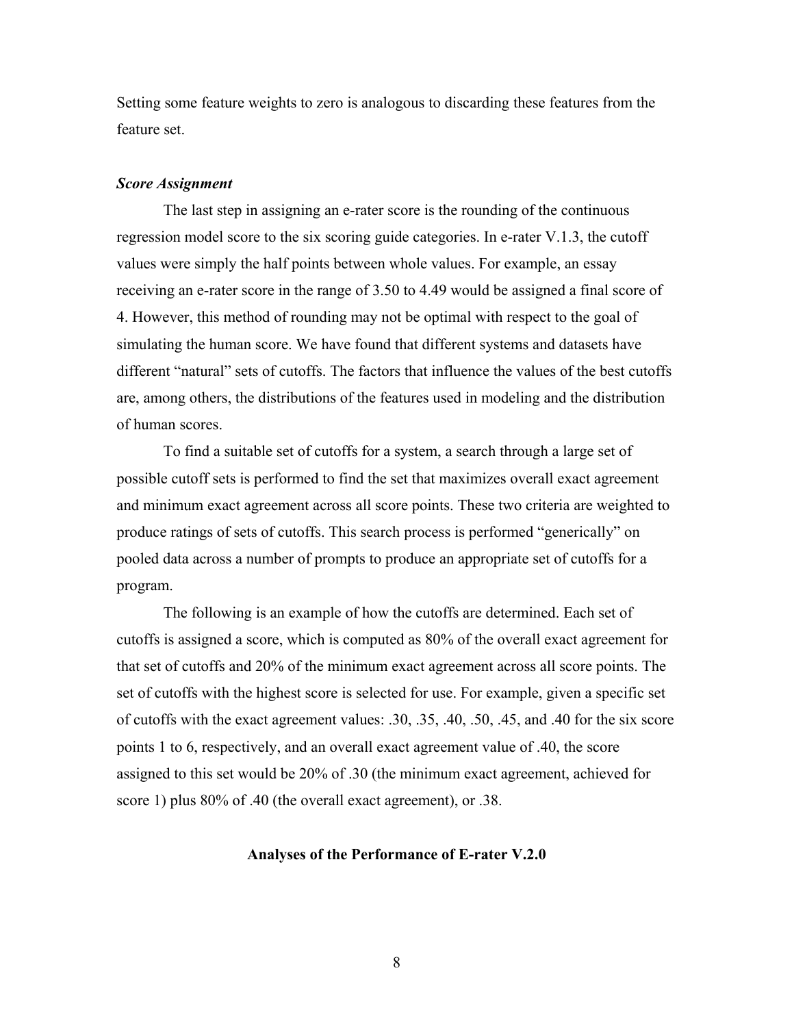Setting some feature weights to zero is analogous to discarding these features from the feature set.

### *Score Assignment*

The last step in assigning an e-rater score is the rounding of the continuous regression model score to the six scoring guide categories. In e-rater V.1.3, the cutoff values were simply the half points between whole values. For example, an essay receiving an e-rater score in the range of 3.50 to 4.49 would be assigned a final score of 4. However, this method of rounding may not be optimal with respect to the goal of simulating the human score. We have found that different systems and datasets have different "natural" sets of cutoffs. The factors that influence the values of the best cutoffs are, among others, the distributions of the features used in modeling and the distribution of human scores.

To find a suitable set of cutoffs for a system, a search through a large set of possible cutoff sets is performed to find the set that maximizes overall exact agreement and minimum exact agreement across all score points. These two criteria are weighted to produce ratings of sets of cutoffs. This search process is performed "generically" on pooled data across a number of prompts to produce an appropriate set of cutoffs for a program.

The following is an example of how the cutoffs are determined. Each set of cutoffs is assigned a score, which is computed as 80% of the overall exact agreement for that set of cutoffs and 20% of the minimum exact agreement across all score points. The set of cutoffs with the highest score is selected for use. For example, given a specific set of cutoffs with the exact agreement values: .30, .35, .40, .50, .45, and .40 for the six score points 1 to 6, respectively, and an overall exact agreement value of .40, the score assigned to this set would be 20% of .30 (the minimum exact agreement, achieved for score 1) plus 80% of .40 (the overall exact agreement), or .38.

## Analyses of the Performance of E-rater V.2.0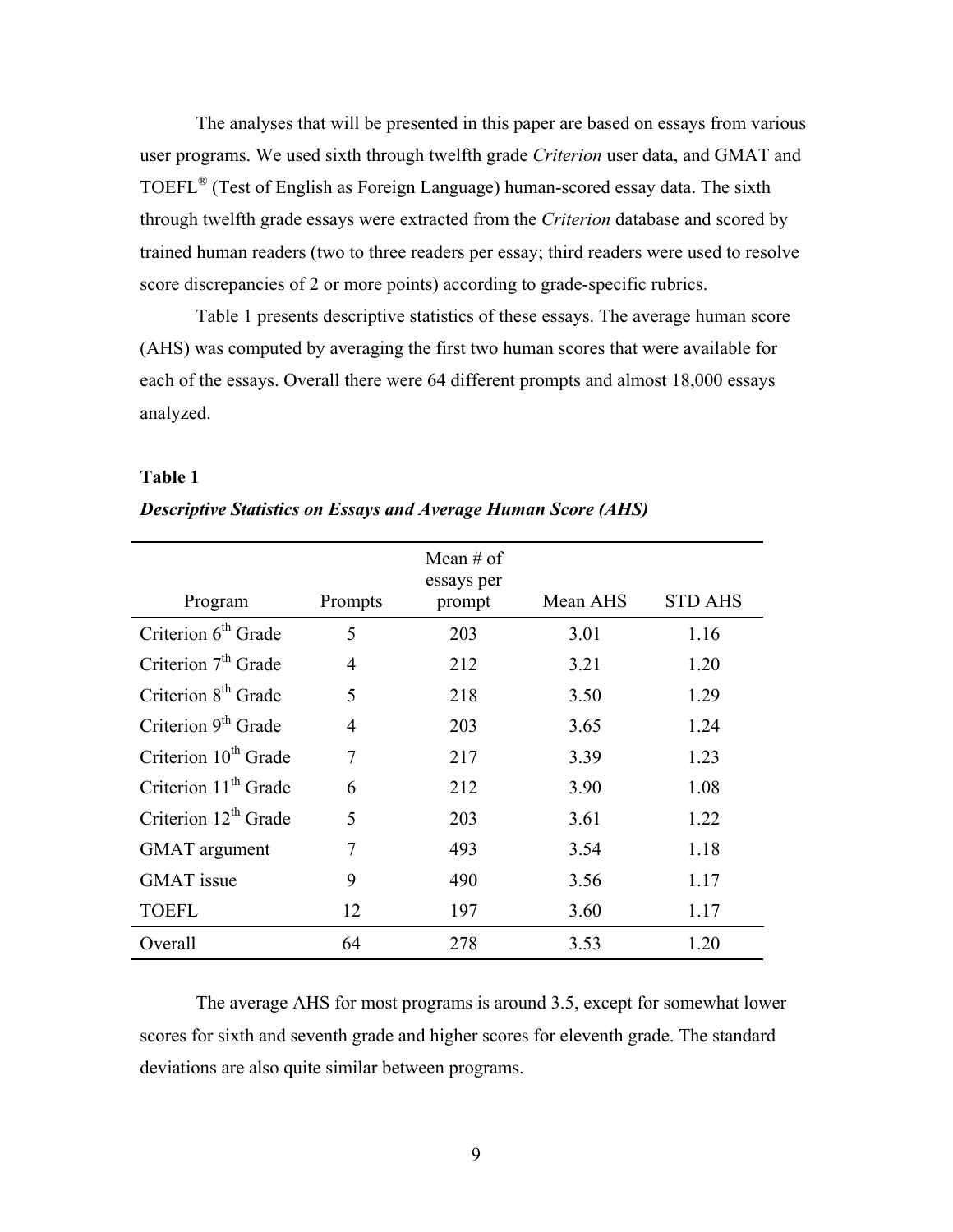The analyses that will be presented in this paper are based on essays from various user programs. We used sixth through twelfth grade *Criterion* user data, and GMAT and TOEFL® (Test of English as Foreign Language) human-scored essay data. The sixth through twelfth grade essays were extracted from the *Criterion* database and scored by trained human readers (two to three readers per essay; third readers were used to resolve score discrepancies of 2 or more points) according to grade-specific rubrics.

Table 1 presents descriptive statistics of these essays. The average human score (AHS) was computed by averaging the first two human scores that were available for each of the essays. Overall there were 64 different prompts and almost 18,000 essays analyzed.

**Table 1**

***Descriptive Statistics on Essays and Average Human Score (AHS)***

| Program | Prompts | Mean # of essays per prompt | Mean AHS | STD AHS |
|---|---|---|---|---|
| Criterion 6th Grade | 5 | 203 | 3.01 | 1.16 |
| Criterion 7th Grade | 4 | 212 | 3.21 | 1.20 |
| Criterion 8th Grade | 5 | 218 | 3.50 | 1.29 |
| Criterion 9th Grade | 4 | 203 | 3.65 | 1.24 |
| Criterion 10th Grade | 7 | 217 | 3.39 | 1.23 |
| Criterion 11th Grade | 6 | 212 | 3.90 | 1.08 |
| Criterion 12th Grade | 5 | 203 | 3.61 | 1.22 |
| GMAT argument | 7 | 493 | 3.54 | 1.18 |
| GMAT issue | 9 | 490 | 3.56 | 1.17 |
| TOEFL | 12 | 197 | 3.60 | 1.17 |
| Overall | 64 | 278 | 3.53 | 1.20 |

The average AHS for most programs is around 3.5, except for somewhat lower scores for sixth and seventh grade and higher scores for eleventh grade. The standard deviations are also quite similar between programs.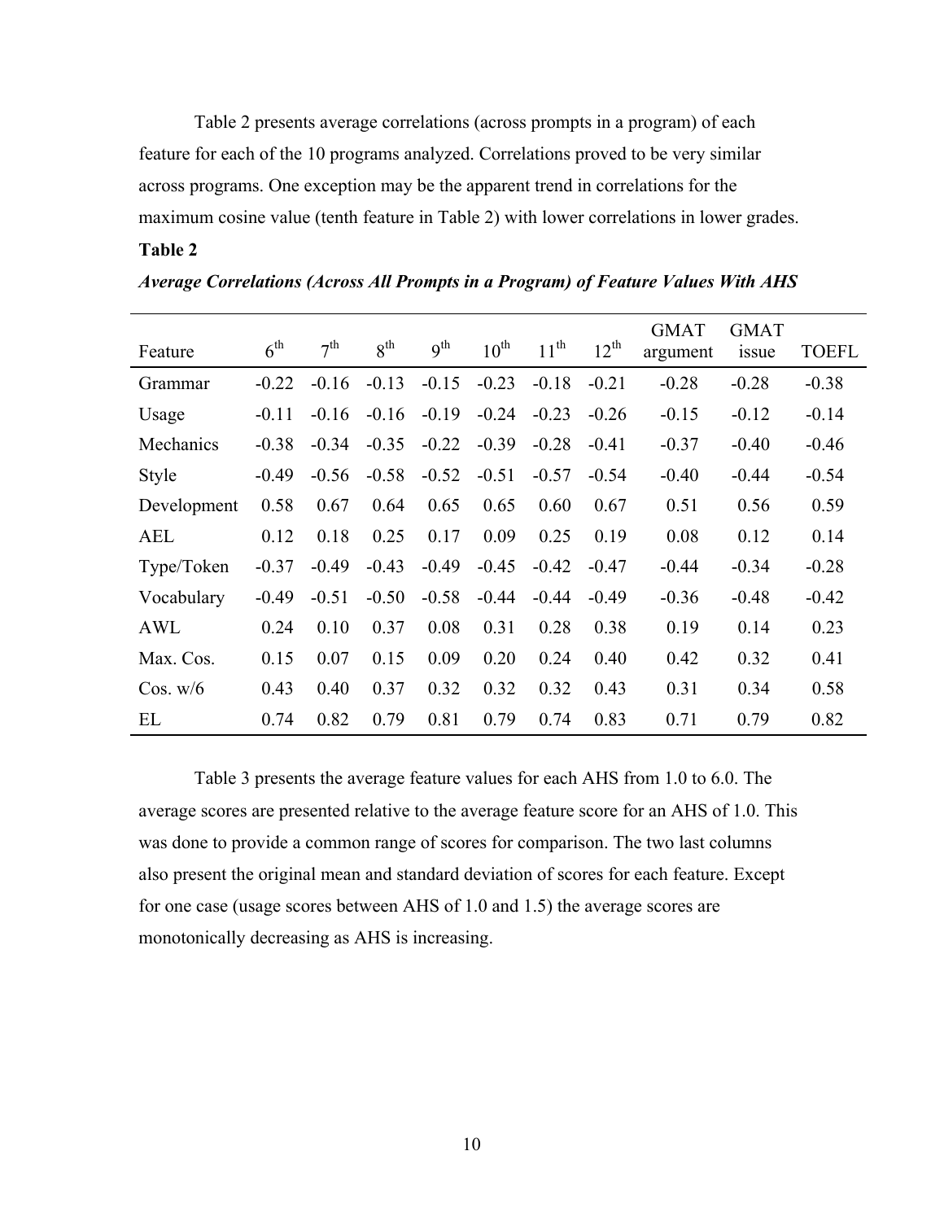Table 2 presents average correlations (across prompts in a program) of each feature for each of the 10 programs analyzed. Correlations proved to be very similar across programs. One exception may be the apparent trend in correlations for the maximum cosine value (tenth feature in Table 2) with lower correlations in lower grades.

**Table 2**

***Average Correlations (Across All Prompts in a Program) of Feature Values With AHS***

| Feature | $6^{th}$ | $7^{th}$ | $8^{th}$ | $9^{th}$ | $10^{th}$ | $11^{th}$ | $12^{th}$ | GMAT argument | GMAT issue | TOEFL |
|---|---|---|---|---|---|---|---|---|---|---|
| Grammar | -0.22 | -0.16 | -0.13 | -0.15 | -0.23 | -0.18 | -0.21 | -0.28 | -0.28 | -0.38 |
| Usage | -0.11 | -0.16 | -0.16 | -0.19 | -0.24 | -0.23 | -0.26 | -0.15 | -0.12 | -0.14 |
| Mechanics | -0.38 | -0.34 | -0.35 | -0.22 | -0.39 | -0.28 | -0.41 | -0.37 | -0.40 | -0.46 |
| Style | -0.49 | -0.56 | -0.58 | -0.52 | -0.51 | -0.57 | -0.54 | -0.40 | -0.44 | -0.54 |
| Development | 0.58 | 0.67 | 0.64 | 0.65 | 0.65 | 0.60 | 0.67 | 0.51 | 0.56 | 0.59 |
| AEL | 0.12 | 0.18 | 0.25 | 0.17 | 0.09 | 0.25 | 0.19 | 0.08 | 0.12 | 0.14 |
| Type/Token | -0.37 | -0.49 | -0.43 | -0.49 | -0.45 | -0.42 | -0.47 | -0.44 | -0.34 | -0.28 |
| Vocabulary | -0.49 | -0.51 | -0.50 | -0.58 | -0.44 | -0.44 | -0.49 | -0.36 | -0.48 | -0.42 |
| AWL | 0.24 | 0.10 | 0.37 | 0.08 | 0.31 | 0.28 | 0.38 | 0.19 | 0.14 | 0.23 |
| Max. Cos. | 0.15 | 0.07 | 0.15 | 0.09 | 0.20 | 0.24 | 0.40 | 0.42 | 0.32 | 0.41 |
| Cos. w/6 | 0.43 | 0.40 | 0.37 | 0.32 | 0.32 | 0.32 | 0.43 | 0.31 | 0.34 | 0.58 |
| EL | 0.74 | 0.82 | 0.79 | 0.81 | 0.79 | 0.74 | 0.83 | 0.71 | 0.79 | 0.82 |

Table 3 presents the average feature values for each AHS from 1.0 to 6.0. The average scores are presented relative to the average feature score for an AHS of 1.0. This was done to provide a common range of scores for comparison. The two last columns also present the original mean and standard deviation of scores for each feature. Except for one case (usage scores between AHS of 1.0 and 1.5) the average scores are monotonically decreasing as AHS is increasing.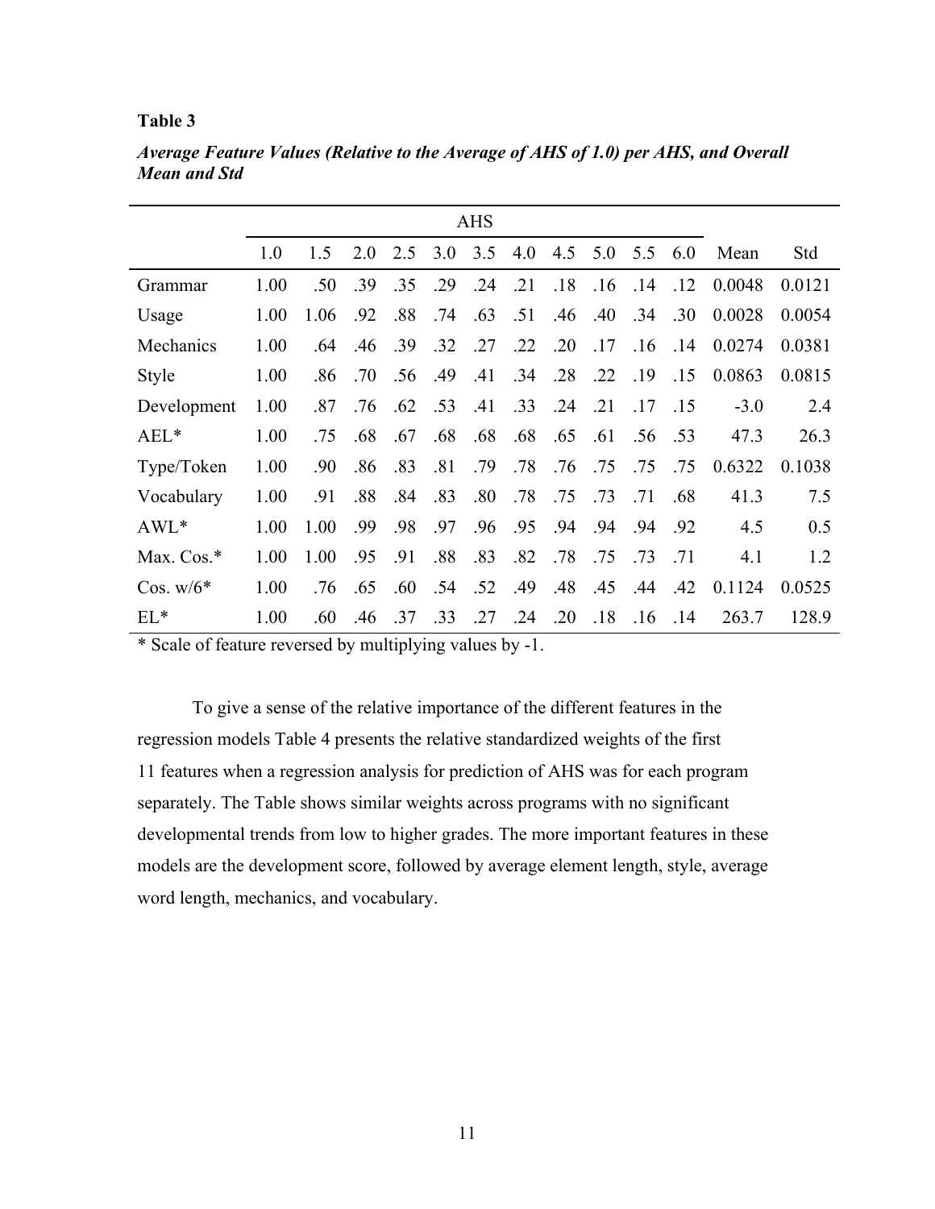**Table 3**

***Average Feature Values (Relative to the Average of AHS of 1.0) per AHS, and Overall Mean and Std***

| | AHS | | | | | | | | | | | | |
|---|---|---|---|---|---|---|---|---|---|---|---|---|---|
| | 1.0 | 1.5 | 2.0 | 2.5 | 3.0 | 3.5 | 4.0 | 4.5 | 5.0 | 5.5 | 6.0 | Mean | Std |
| Grammar | 1.00 | .50 | .39 | .35 | .29 | .24 | .21 | .18 | .16 | .14 | .12 | 0.0048 | 0.0121 |
| Usage | 1.00 | 1.06 | .92 | .88 | .74 | .63 | .51 | .46 | .40 | .34 | .30 | 0.0028 | 0.0054 |
| Mechanics | 1.00 | .64 | .46 | .39 | .32 | .27 | .22 | .20 | .17 | .16 | .14 | 0.0274 | 0.0381 |
| Style | 1.00 | .86 | .70 | .56 | .49 | .41 | .34 | .28 | .22 | .19 | .15 | 0.0863 | 0.0815 |
| Development | 1.00 | .87 | .76 | .62 | .53 | .41 | .33 | .24 | .21 | .17 | .15 | -3.0 | 2.4 |
| AEL* | 1.00 | .75 | .68 | .67 | .68 | .68 | .68 | .65 | .61 | .56 | .53 | 47.3 | 26.3 |
| Type/Token | 1.00 | .90 | .86 | .83 | .81 | .79 | .78 | .76 | .75 | .75 | .75 | 0.6322 | 0.1038 |
| Vocabulary | 1.00 | .91 | .88 | .84 | .83 | .80 | .78 | .75 | .73 | .71 | .68 | 41.3 | 7.5 |
| AWL* | 1.00 | 1.00 | .99 | .98 | .97 | .96 | .95 | .94 | .94 | .94 | .92 | 4.5 | 0.5 |
| Max. Cos.* | 1.00 | 1.00 | .95 | .91 | .88 | .83 | .82 | .78 | .75 | .73 | .71 | 4.1 | 1.2 |
| Cos. w/6* | 1.00 | .76 | .65 | .60 | .54 | .52 | .49 | .48 | .45 | .44 | .42 | 0.1124 | 0.0525 |
| EL* | 1.00 | .60 | .46 | .37 | .33 | .27 | .24 | .20 | .18 | .16 | .14 | 263.7 | 128.9 |

\* Scale of feature reversed by multiplying values by -1.

To give a sense of the relative importance of the different features in the regression models Table 4 presents the relative standardized weights of the first 11 features when a regression analysis for prediction of AHS was for each program separately. The Table shows similar weights across programs with no significant developmental trends from low to higher grades. The more important features in these models are the development score, followed by average element length, style, average word length, mechanics, and vocabulary.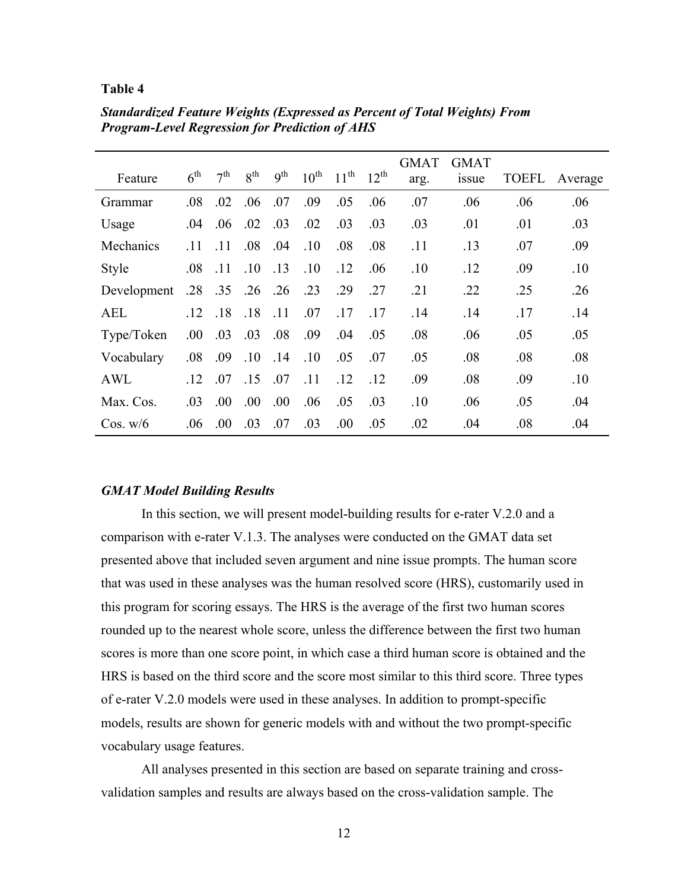**Table 4**

***Standardized Feature Weights (Expressed as Percent of Total Weights) From Program-Level Regression for Prediction of AHS***

| Feature | 6th | 7th | 8th | 9th | 10th | 11th | 12th | GMAT arg. | GMAT issue | TOEFL | Average |
|---|---|---|---|---|---|---|---|---|---|---|---|
| Grammar | .08 | .02 | .06 | .07 | .09 | .05 | .06 | .07 | .06 | .06 | .06 |
| Usage | .04 | .06 | .02 | .03 | .02 | .03 | .03 | .03 | .01 | .01 | .03 |
| Mechanics | .11 | .11 | .08 | .04 | .10 | .08 | .08 | .11 | .13 | .07 | .09 |
| Style | .08 | .11 | .10 | .13 | .10 | .12 | .06 | .10 | .12 | .09 | .10 |
| Development | .28 | .35 | .26 | .26 | .23 | .29 | .27 | .21 | .22 | .25 | .26 |
| AEL | .12 | .18 | .18 | .11 | .07 | .17 | .17 | .14 | .14 | .17 | .14 |
| Type/Token | .00 | .03 | .03 | .08 | .09 | .04 | .05 | .08 | .06 | .05 | .05 |
| Vocabulary | .08 | .09 | .10 | .14 | .10 | .05 | .07 | .05 | .08 | .08 | .08 |
| AWL | .12 | .07 | .15 | .07 | .11 | .12 | .12 | .09 | .08 | .09 | .10 |
| Max. Cos. | .03 | .00 | .00 | .00 | .06 | .05 | .03 | .10 | .06 | .05 | .04 |
| Cos. w/6 | .06 | .00 | .03 | .07 | .03 | .00 | .05 | .02 | .04 | .08 | .04 |

### *GMAT Model Building Results*

In this section, we will present model-building results for e-rater V.2.0 and a comparison with e-rater V.1.3. The analyses were conducted on the GMAT data set presented above that included seven argument and nine issue prompts. The human score that was used in these analyses was the human resolved score (HRS), customarily used in this program for scoring essays. The HRS is the average of the first two human scores rounded up to the nearest whole score, unless the difference between the first two human scores is more than one score point, in which case a third human score is obtained and the HRS is based on the third score and the score most similar to this third score. Three types of e-rater V.2.0 models were used in these analyses. In addition to prompt-specific models, results are shown for generic models with and without the two prompt-specific vocabulary usage features.

All analyses presented in this section are based on separate training and cross-validation samples and results are always based on the cross-validation sample. The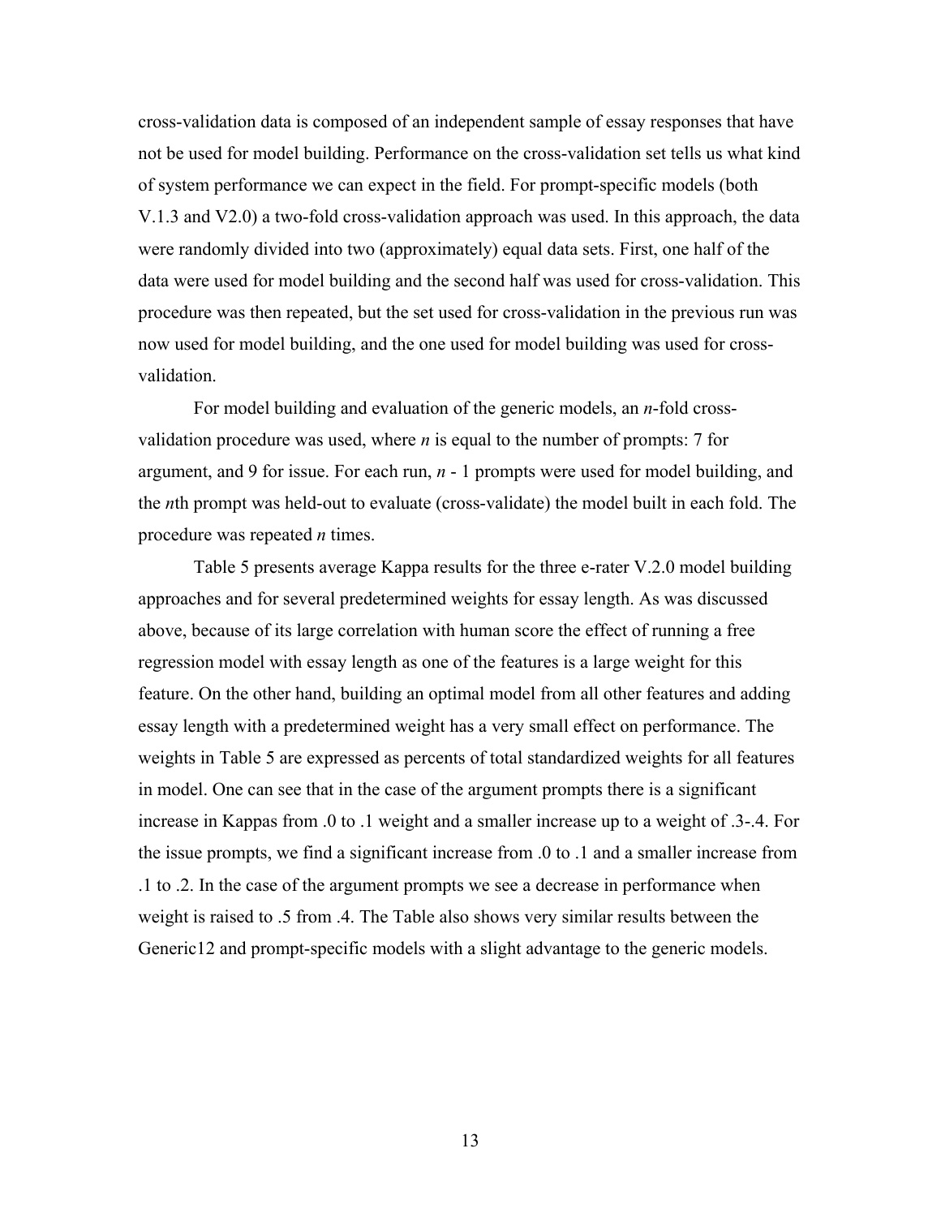cross-validation data is composed of an independent sample of essay responses that have not be used for model building. Performance on the cross-validation set tells us what kind of system performance we can expect in the field. For prompt-specific models (both V.1.3 and V2.0) a two-fold cross-validation approach was used. In this approach, the data were randomly divided into two (approximately) equal data sets. First, one half of the data were used for model building and the second half was used for cross-validation. This procedure was then repeated, but the set used for cross-validation in the previous run was now used for model building, and the one used for model building was used for cross-validation.

For model building and evaluation of the generic models, an *n*-fold cross-validation procedure was used, where *n* is equal to the number of prompts: 7 for argument, and 9 for issue. For each run, *n* - 1 prompts were used for model building, and the *n*th prompt was held-out to evaluate (cross-validate) the model built in each fold. The procedure was repeated *n* times.

Table 5 presents average Kappa results for the three e-rater V.2.0 model building approaches and for several predetermined weights for essay length. As was discussed above, because of its large correlation with human score the effect of running a free regression model with essay length as one of the features is a large weight for this feature. On the other hand, building an optimal model from all other features and adding essay length with a predetermined weight has a very small effect on performance. The weights in Table 5 are expressed as percents of total standardized weights for all features in model. One can see that in the case of the argument prompts there is a significant increase in Kappas from .0 to .1 weight and a smaller increase up to a weight of .3-.4. For the issue prompts, we find a significant increase from .0 to .1 and a smaller increase from .1 to .2. In the case of the argument prompts we see a decrease in performance when weight is raised to .5 from .4. The Table also shows very similar results between the Generic12 and prompt-specific models with a slight advantage to the generic models.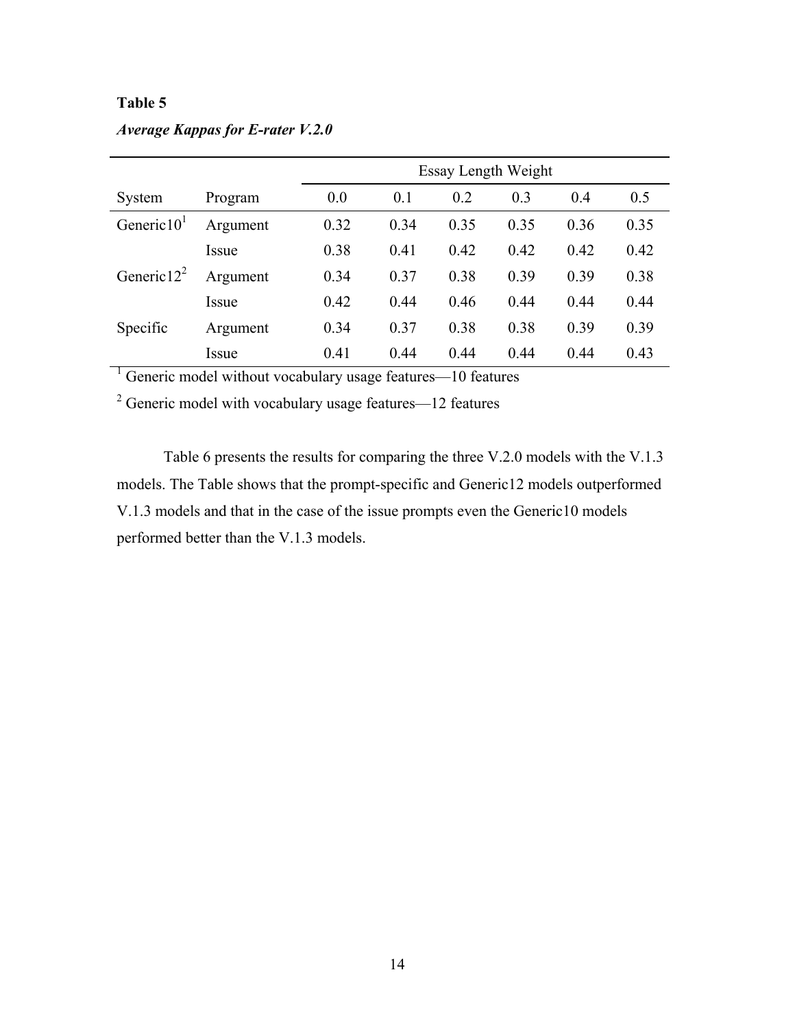**Table 5**

***Average Kappas for E-rater V.2.0***

| | | Essay Length Weight | | | | | |
|---|---|---|---|---|---|---|---|
| System | Program | 0.0 | 0.1 | 0.2 | 0.3 | 0.4 | 0.5 |
| Generic10[1] | Argument | 0.32 | 0.34 | 0.35 | 0.35 | 0.36 | 0.35 |
| | Issue | 0.38 | 0.41 | 0.42 | 0.42 | 0.42 | 0.42 |
| Generic12[2] | Argument | 0.34 | 0.37 | 0.38 | 0.39 | 0.39 | 0.38 |
| | Issue | 0.42 | 0.44 | 0.46 | 0.44 | 0.44 | 0.44 |
| Specific | Argument | 0.34 | 0.37 | 0.38 | 0.38 | 0.39 | 0.39 |
| | Issue | 0.41 | 0.44 | 0.44 | 0.44 | 0.44 | 0.43 |

[1] Generic model without vocabulary usage features—10 features

[2] Generic model with vocabulary usage features—12 features

Table 6 presents the results for comparing the three V.2.0 models with the V.1.3 models. The Table shows that the prompt-specific and Generic12 models outperformed V.1.3 models and that in the case of the issue prompts even the Generic10 models performed better than the V.1.3 models.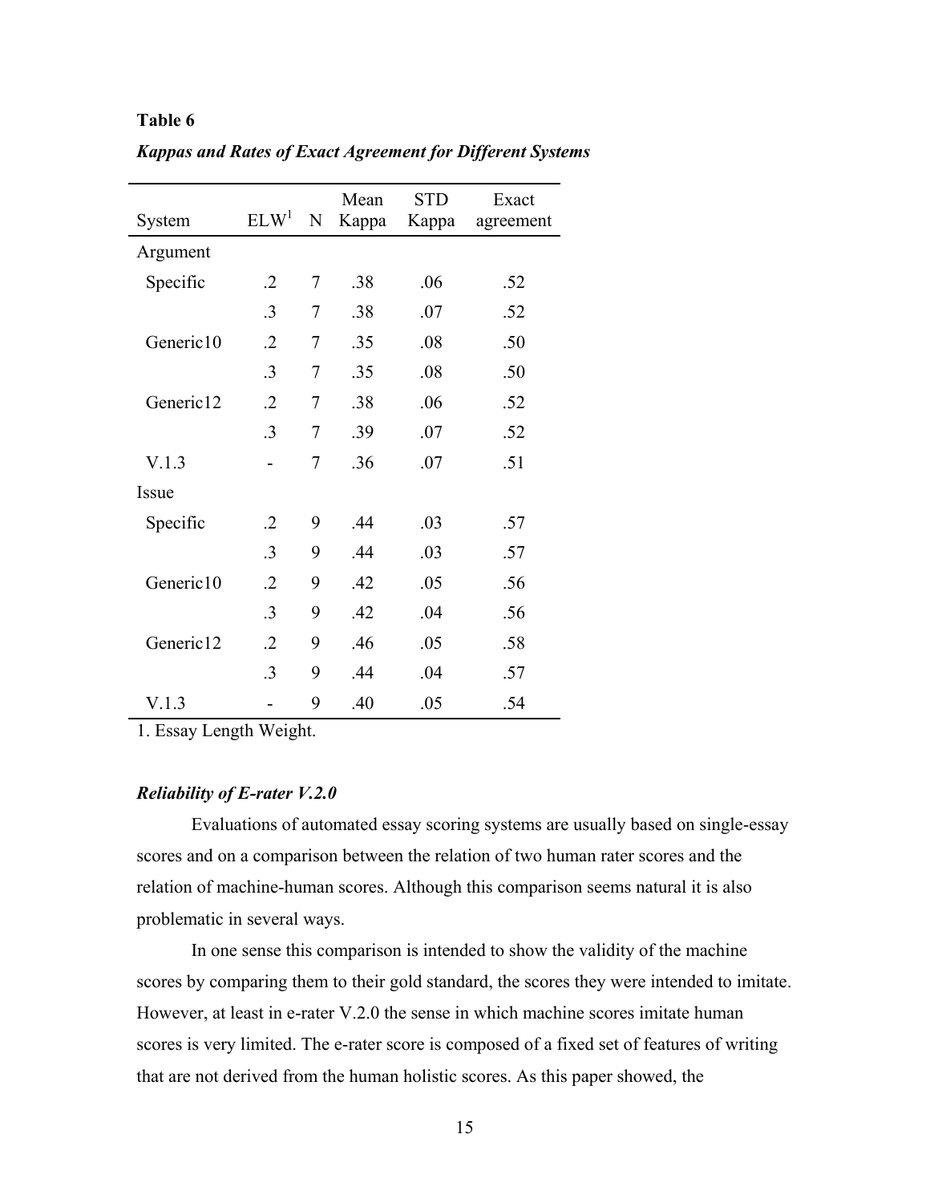**Table 6**

***Kappas and Rates of Exact Agreement for Different Systems***

| System | ELW[1] | N | Mean Kappa | STD Kappa | Exact agreement |
|---|---|---|---|---|---|
| Argument | | | | | |
| Specific | .2 | 7 | .38 | .06 | .52 |
| | .3 | 7 | .38 | .07 | .52 |
| Generic10 | .2 | 7 | .35 | .08 | .50 |
| | .3 | 7 | .35 | .08 | .50 |
| Generic12 | .2 | 7 | .38 | .06 | .52 |
| | .3 | 7 | .39 | .07 | .52 |
| V.1.3 | - | 7 | .36 | .07 | .51 |
| Issue | | | | | |
| Specific | .2 | 9 | .44 | .03 | .57 |
| | .3 | 9 | .44 | .03 | .57 |
| Generic10 | .2 | 9 | .42 | .05 | .56 |
| | .3 | 9 | .42 | .04 | .56 |
| Generic12 | .2 | 9 | .46 | .05 | .58 |
| | .3 | 9 | .44 | .04 | .57 |
| V.1.3 | - | 9 | .40 | .05 | .54 |

1. Essay Length Weight.

### *Reliability of E-rater V.2.0*

Evaluations of automated essay scoring systems are usually based on single-essay scores and on a comparison between the relation of two human rater scores and the relation of machine-human scores. Although this comparison seems natural it is also problematic in several ways.

In one sense this comparison is intended to show the validity of the machine scores by comparing them to their gold standard, the scores they were intended to imitate. However, at least in e-rater V.2.0 the sense in which machine scores imitate human scores is very limited. The e-rater score is composed of a fixed set of features of writing that are not derived from the human holistic scores. As this paper showed, the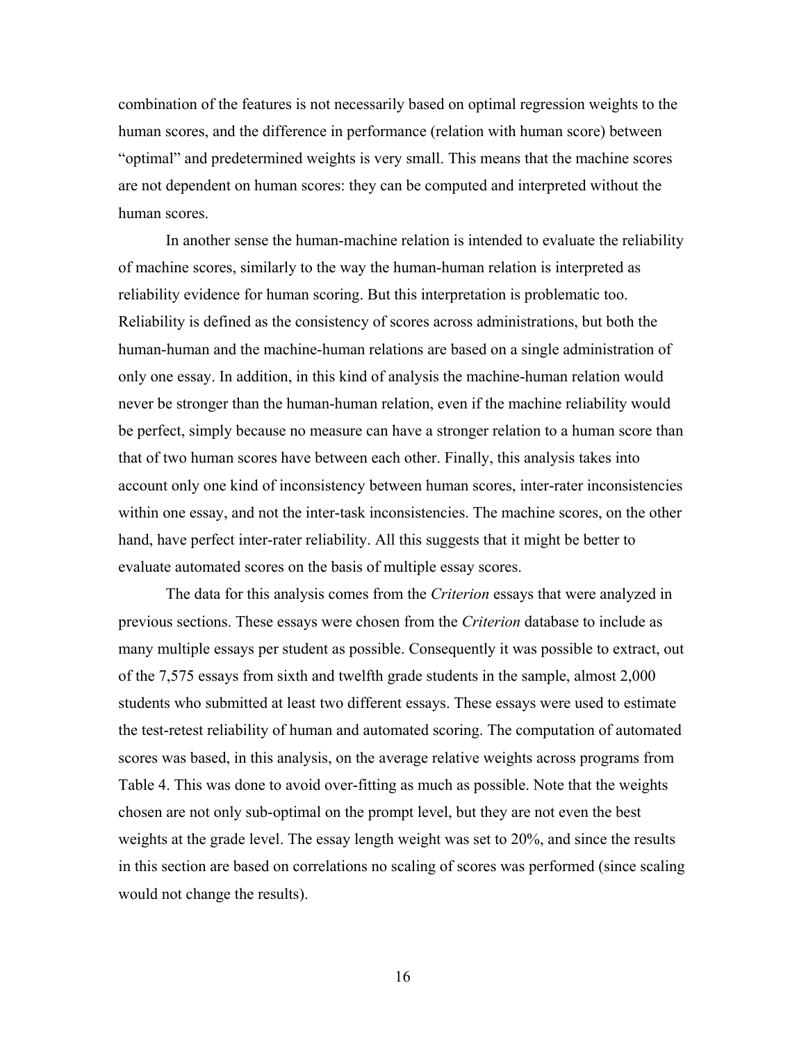combination of the features is not necessarily based on optimal regression weights to the human scores, and the difference in performance (relation with human score) between "optimal" and predetermined weights is very small. This means that the machine scores are not dependent on human scores: they can be computed and interpreted without the human scores.

In another sense the human-machine relation is intended to evaluate the reliability of machine scores, similarly to the way the human-human relation is interpreted as reliability evidence for human scoring. But this interpretation is problematic too. Reliability is defined as the consistency of scores across administrations, but both the human-human and the machine-human relations are based on a single administration of only one essay. In addition, in this kind of analysis the machine-human relation would never be stronger than the human-human relation, even if the machine reliability would be perfect, simply because no measure can have a stronger relation to a human score than that of two human scores have between each other. Finally, this analysis takes into account only one kind of inconsistency between human scores, inter-rater inconsistencies within one essay, and not the inter-task inconsistencies. The machine scores, on the other hand, have perfect inter-rater reliability. All this suggests that it might be better to evaluate automated scores on the basis of multiple essay scores.

The data for this analysis comes from the *Criterion* essays that were analyzed in previous sections. These essays were chosen from the *Criterion* database to include as many multiple essays per student as possible. Consequently it was possible to extract, out of the 7,575 essays from sixth and twelfth grade students in the sample, almost 2,000 students who submitted at least two different essays. These essays were used to estimate the test-retest reliability of human and automated scoring. The computation of automated scores was based, in this analysis, on the average relative weights across programs from Table 4. This was done to avoid over-fitting as much as possible. Note that the weights chosen are not only sub-optimal on the prompt level, but they are not even the best weights at the grade level. The essay length weight was set to 20%, and since the results in this section are based on correlations no scaling of scores was performed (since scaling would not change the results).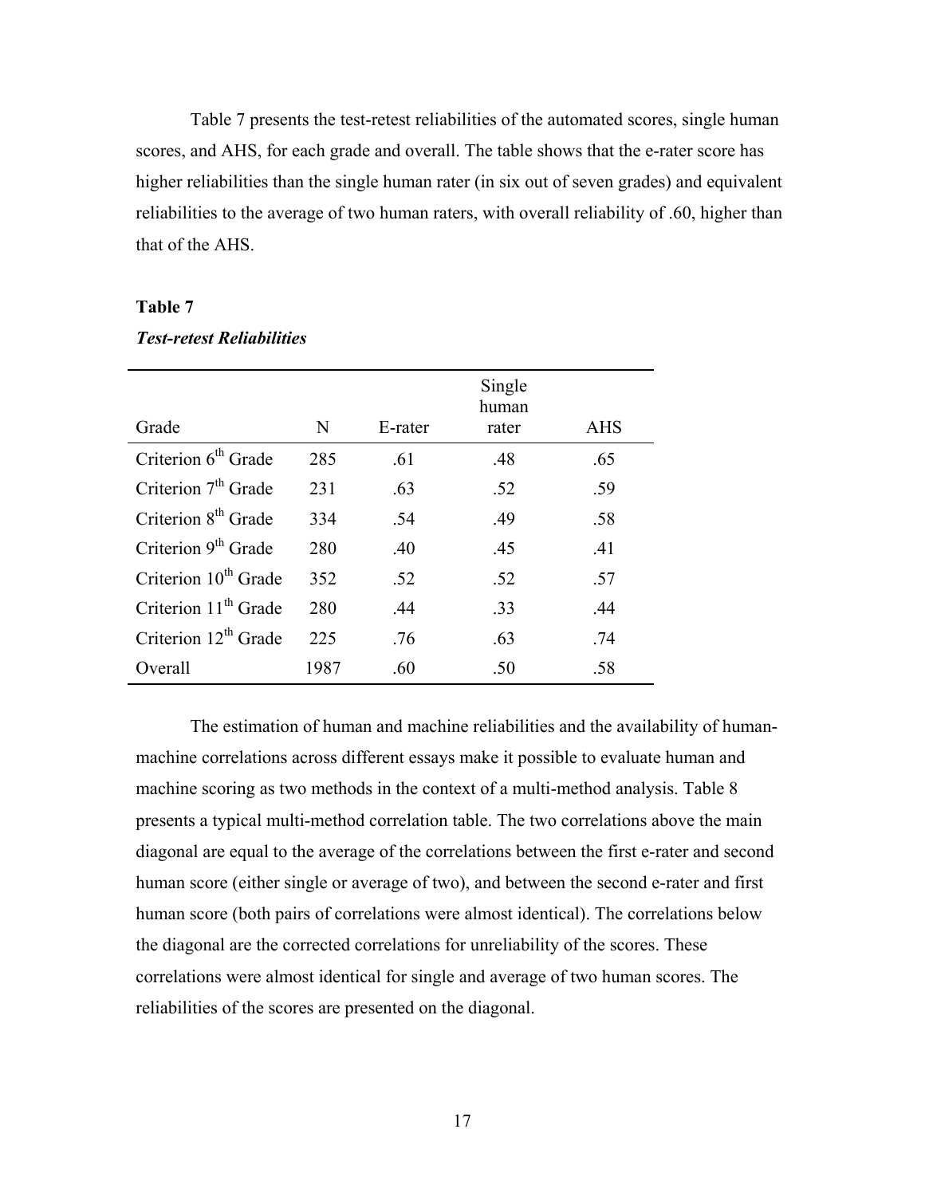Table 7 presents the test-retest reliabilities of the automated scores, single human scores, and AHS, for each grade and overall. The table shows that the e-rater score has higher reliabilities than the single human rater (in six out of seven grades) and equivalent reliabilities to the average of two human raters, with overall reliability of .60, higher than that of the AHS.

**Table 7**

***Test-retest Reliabilities***

| Grade | N | E-rater | Single human rater | AHS |
|---|---|---|---|---|
| Criterion 6th Grade | 285 | .61 | .48 | .65 |
| Criterion 7th Grade | 231 | .63 | .52 | .59 |
| Criterion 8th Grade | 334 | .54 | .49 | .58 |
| Criterion 9th Grade | 280 | .40 | .45 | .41 |
| Criterion 10th Grade | 352 | .52 | .52 | .57 |
| Criterion 11th Grade | 280 | .44 | .33 | .44 |
| Criterion 12th Grade | 225 | .76 | .63 | .74 |
| Overall | 1987 | .60 | .50 | .58 |

The estimation of human and machine reliabilities and the availability of human-machine correlations across different essays make it possible to evaluate human and machine scoring as two methods in the context of a multi-method analysis. Table 8 presents a typical multi-method correlation table. The two correlations above the main diagonal are equal to the average of the correlations between the first e-rater and second human score (either single or average of two), and between the second e-rater and first human score (both pairs of correlations were almost identical). The correlations below the diagonal are the corrected correlations for unreliability of the scores. These correlations were almost identical for single and average of two human scores. The reliabilities of the scores are presented on the diagonal.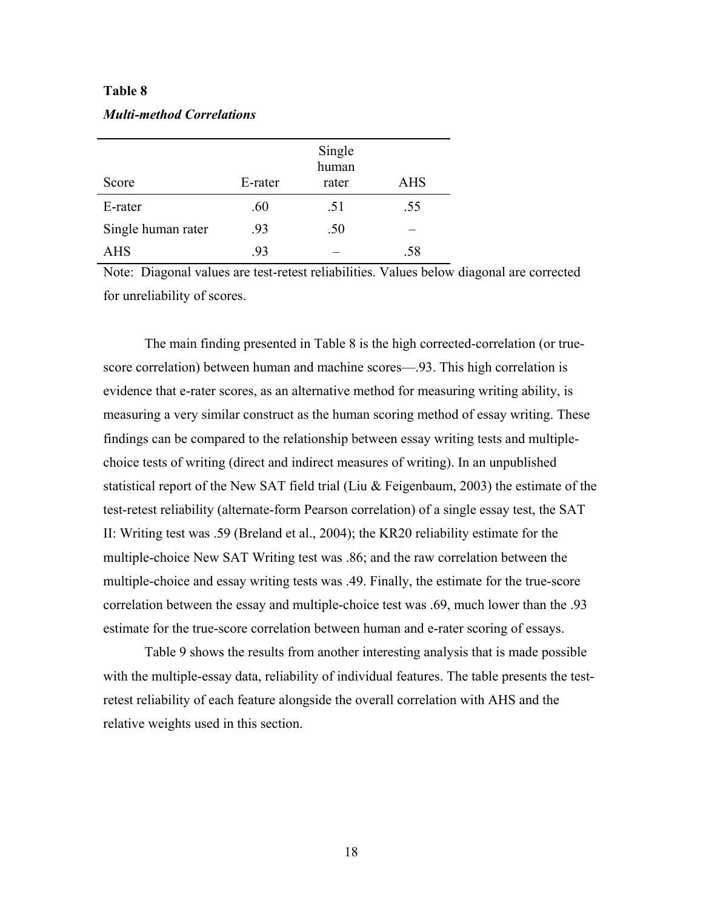**Table 8**

***Multi-method Correlations***

| Score | E-rater | Single human rater | AHS |
|---|---|---|---|
| E-rater | .60 | .51 | .55 |
| Single human rater | .93 | .50 | – |
| AHS | .93 | – | .58 |

Note: Diagonal values are test-retest reliabilities. Values below diagonal are corrected for unreliability of scores.

The main finding presented in Table 8 is the high corrected-correlation (or true-score correlation) between human and machine scores—.93. This high correlation is evidence that e-rater scores, as an alternative method for measuring writing ability, is measuring a very similar construct as the human scoring method of essay writing. These findings can be compared to the relationship between essay writing tests and multiple-choice tests of writing (direct and indirect measures of writing). In an unpublished statistical report of the New SAT field trial (Liu & Feigenbaum, 2003) the estimate of the test-retest reliability (alternate-form Pearson correlation) of a single essay test, the SAT II: Writing test was .59 (Breland et al., 2004); the KR20 reliability estimate for the multiple-choice New SAT Writing test was .86; and the raw correlation between the multiple-choice and essay writing tests was .49. Finally, the estimate for the true-score correlation between the essay and multiple-choice test was .69, much lower than the .93 estimate for the true-score correlation between human and e-rater scoring of essays.

Table 9 shows the results from another interesting analysis that is made possible with the multiple-essay data, reliability of individual features. The table presents the test-retest reliability of each feature alongside the overall correlation with AHS and the relative weights used in this section.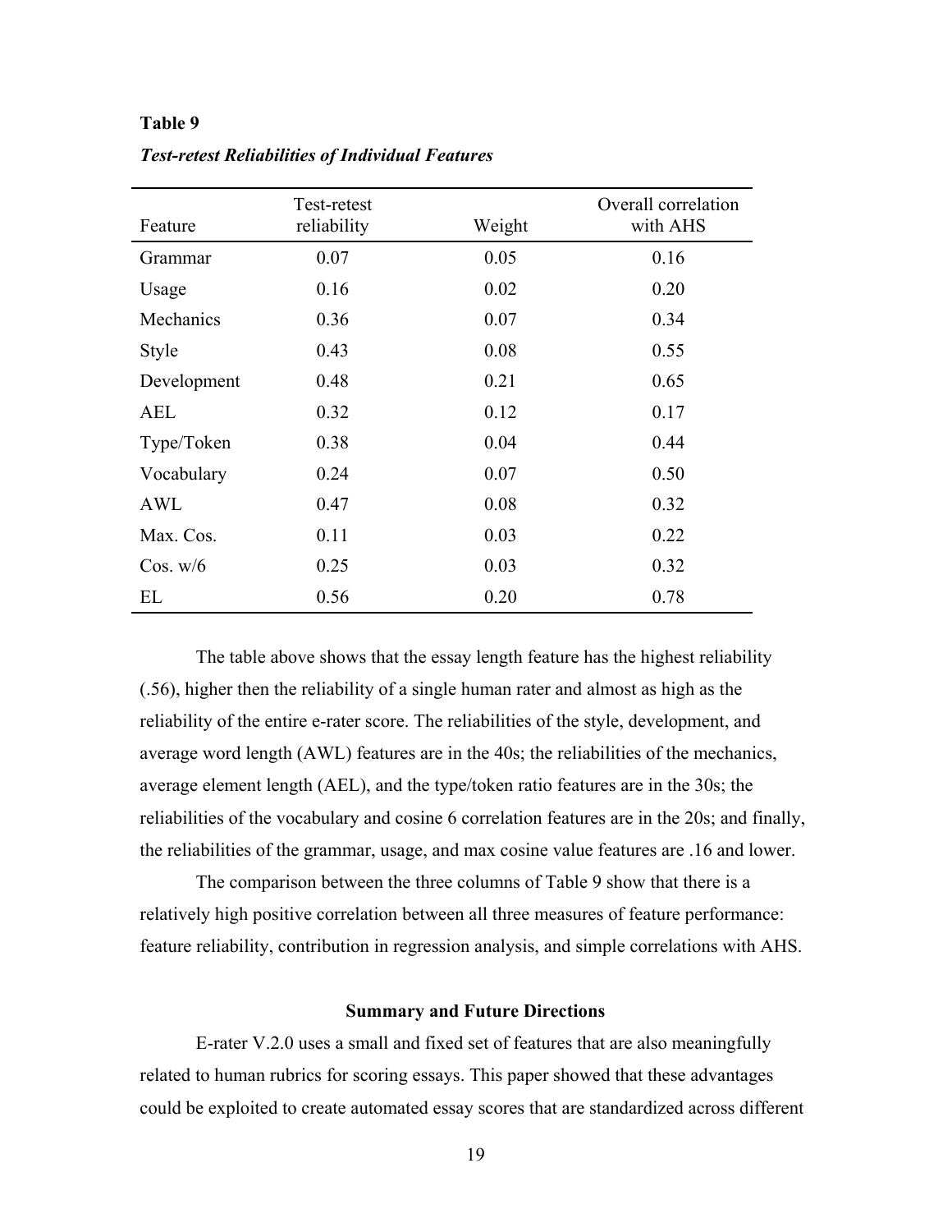**Table 9**

***Test-retest Reliabilities of Individual Features***

| Feature | Test-retest reliability | Weight | Overall correlation with AHS |
|---|---|---|---|
| Grammar | 0.07 | 0.05 | 0.16 |
| Usage | 0.16 | 0.02 | 0.20 |
| Mechanics | 0.36 | 0.07 | 0.34 |
| Style | 0.43 | 0.08 | 0.55 |
| Development | 0.48 | 0.21 | 0.65 |
| AEL | 0.32 | 0.12 | 0.17 |
| Type/Token | 0.38 | 0.04 | 0.44 |
| Vocabulary | 0.24 | 0.07 | 0.50 |
| AWL | 0.47 | 0.08 | 0.32 |
| Max. Cos. | 0.11 | 0.03 | 0.22 |
| Cos. w/6 | 0.25 | 0.03 | 0.32 |
| EL | 0.56 | 0.20 | 0.78 |

The table above shows that the essay length feature has the highest reliability (.56), higher then the reliability of a single human rater and almost as high as the reliability of the entire e-rater score. The reliabilities of the style, development, and average word length (AWL) features are in the 40s; the reliabilities of the mechanics, average element length (AEL), and the type/token ratio features are in the 30s; the reliabilities of the vocabulary and cosine 6 correlation features are in the 20s; and finally, the reliabilities of the grammar, usage, and max cosine value features are .16 and lower.

The comparison between the three columns of Table 9 show that there is a relatively high positive correlation between all three measures of feature performance: feature reliability, contribution in regression analysis, and simple correlations with AHS.

## Summary and Future Directions

E-rater V.2.0 uses a small and fixed set of features that are also meaningfully related to human rubrics for scoring essays. This paper showed that these advantages could be exploited to create automated essay scores that are standardized across different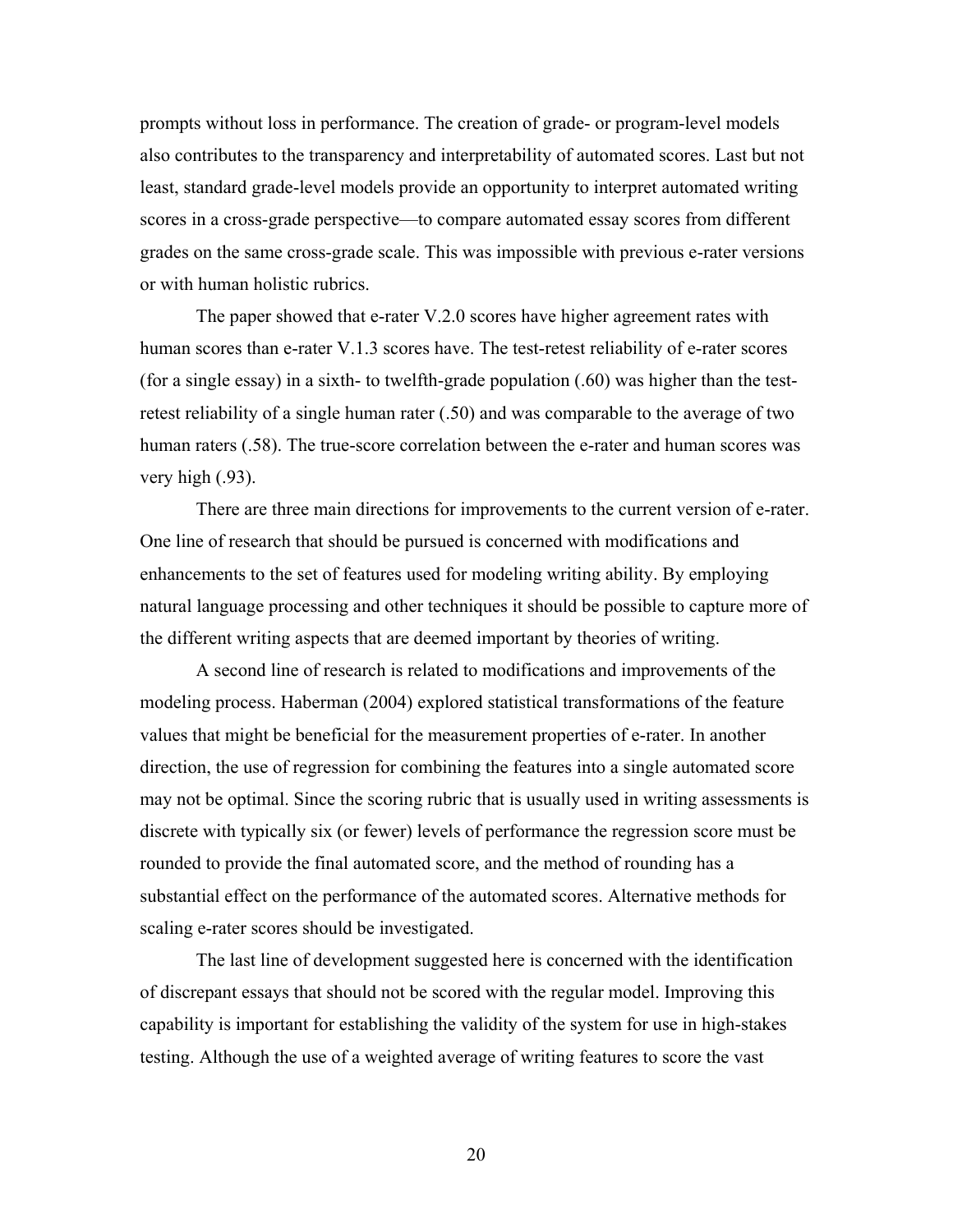prompts without loss in performance. The creation of grade- or program-level models also contributes to the transparency and interpretability of automated scores. Last but not least, standard grade-level models provide an opportunity to interpret automated writing scores in a cross-grade perspective—to compare automated essay scores from different grades on the same cross-grade scale. This was impossible with previous e-rater versions or with human holistic rubrics.

The paper showed that e-rater V.2.0 scores have higher agreement rates with human scores than e-rater V.1.3 scores have. The test-retest reliability of e-rater scores (for a single essay) in a sixth- to twelfth-grade population (.60) was higher than the test-retest reliability of a single human rater (.50) and was comparable to the average of two human raters (.58). The true-score correlation between the e-rater and human scores was very high (.93).

There are three main directions for improvements to the current version of e-rater. One line of research that should be pursued is concerned with modifications and enhancements to the set of features used for modeling writing ability. By employing natural language processing and other techniques it should be possible to capture more of the different writing aspects that are deemed important by theories of writing.

A second line of research is related to modifications and improvements of the modeling process. Haberman (2004) explored statistical transformations of the feature values that might be beneficial for the measurement properties of e-rater. In another direction, the use of regression for combining the features into a single automated score may not be optimal. Since the scoring rubric that is usually used in writing assessments is discrete with typically six (or fewer) levels of performance the regression score must be rounded to provide the final automated score, and the method of rounding has a substantial effect on the performance of the automated scores. Alternative methods for scaling e-rater scores should be investigated.

The last line of development suggested here is concerned with the identification of discrepant essays that should not be scored with the regular model. Improving this capability is important for establishing the validity of the system for use in high-stakes testing. Although the use of a weighted average of writing features to score the vast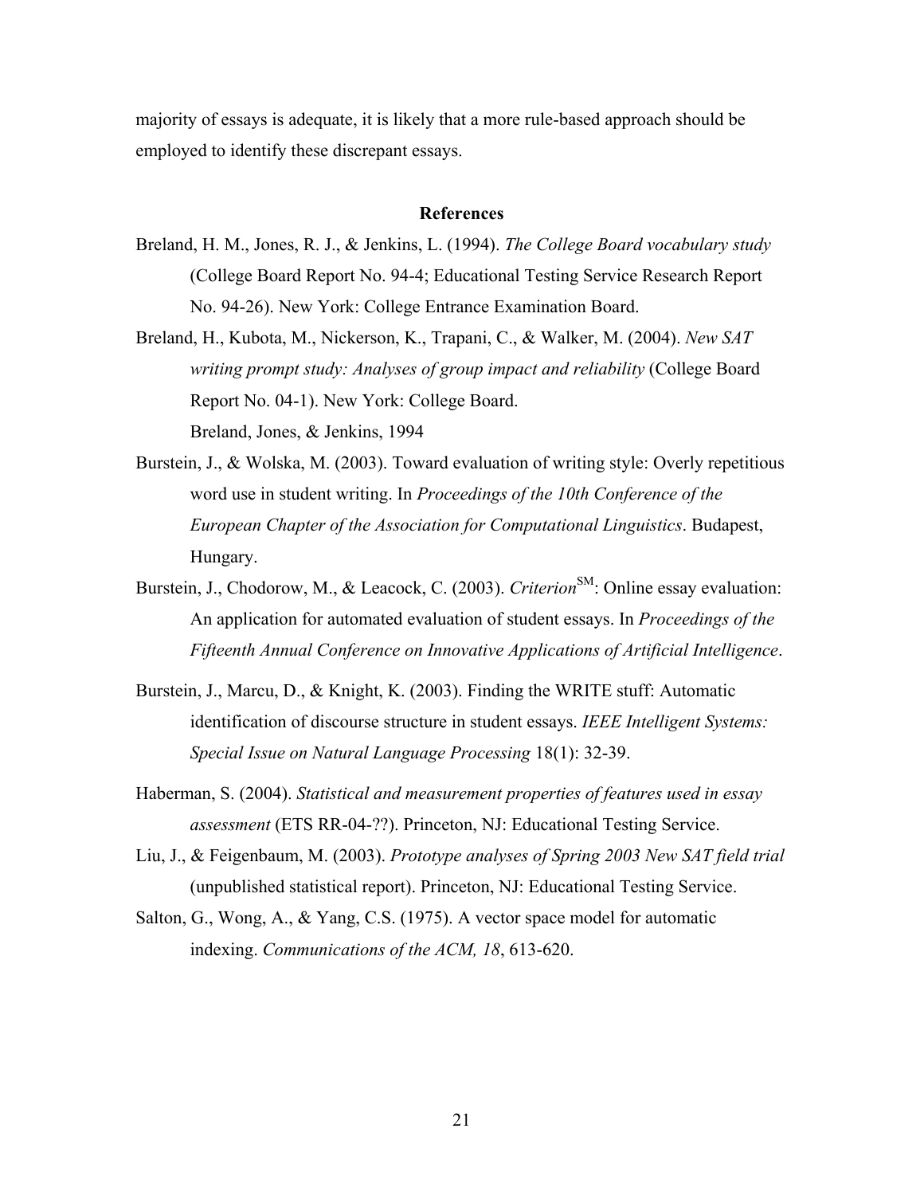majority of essays is adequate, it is likely that a more rule-based approach should be employed to identify these discrepant essays.

## References

Breland, H. M., Jones, R. J., & Jenkins, L. (1994). *The College Board vocabulary study* (College Board Report No. 94-4; Educational Testing Service Research Report No. 94-26). New York: College Entrance Examination Board.

Breland, H., Kubota, M., Nickerson, K., Trapani, C., & Walker, M. (2004). *New SAT writing prompt study: Analyses of group impact and reliability* (College Board Report No. 04-1). New York: College Board.
Breland, Jones, & Jenkins, 1994

Burstein, J., & Wolska, M. (2003). Toward evaluation of writing style: Overly repetitious word use in student writing. In *Proceedings of the 10th Conference of the European Chapter of the Association for Computational Linguistics*. Budapest, Hungary.

Burstein, J., Chodorow, M., & Leacock, C. (2003). *Criterion*SM: Online essay evaluation: An application for automated evaluation of student essays. In *Proceedings of the Fifteenth Annual Conference on Innovative Applications of Artificial Intelligence*.

Burstein, J., Marcu, D., & Knight, K. (2003). Finding the WRITE stuff: Automatic identification of discourse structure in student essays. *IEEE Intelligent Systems: Special Issue on Natural Language Processing* 18(1): 32-39.

Haberman, S. (2004). *Statistical and measurement properties of features used in essay assessment* (ETS RR-04-??). Princeton, NJ: Educational Testing Service.

Liu, J., & Feigenbaum, M. (2003). *Prototype analyses of Spring 2003 New SAT field trial* (unpublished statistical report). Princeton, NJ: Educational Testing Service.

Salton, G., Wong, A., & Yang, C.S. (1975). A vector space model for automatic indexing. *Communications of the ACM, 18*, 613-620.